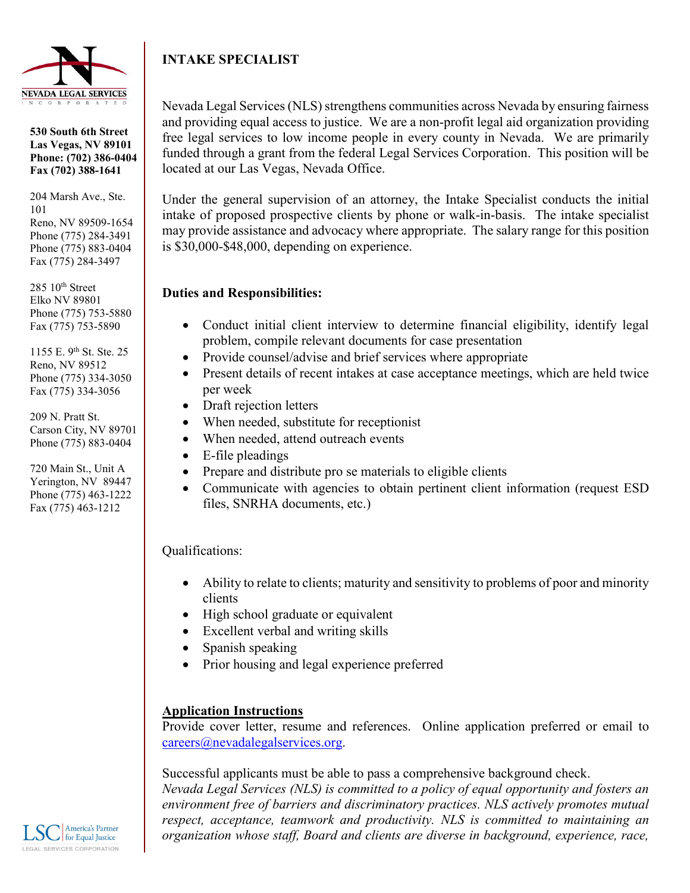NEVADA LEGAL SERVICES
INCORPORATED

**530 South 6th Street**
**Las Vegas, NV 89101**
**Phone: (702) 386-0404**
**Fax (702) 388-1641**

204 Marsh Ave., Ste. 101
Reno, NV 89509-1654
Phone (775) 284-3491
Phone (775) 883-0404
Fax (775) 284-3497

285 10th Street
Elko NV 89801
Phone (775) 753-5880
Fax (775) 753-5890

1155 E. 9th St. Ste. 25
Reno, NV 89512
Phone (775) 334-3050
Fax (775) 334-3056

209 N. Pratt St.
Carson City, NV 89701
Phone (775) 883-0404

720 Main St., Unit A
Yerington, NV 89447
Phone (775) 463-1222
Fax (775) 463-1212

LSC America's Partner for Equal Justice
LEGAL SERVICES CORPORATION

# INTAKE SPECIALIST

Nevada Legal Services (NLS) strengthens communities across Nevada by ensuring fairness and providing equal access to justice. We are a non-profit legal aid organization providing free legal services to low income people in every county in Nevada. We are primarily funded through a grant from the federal Legal Services Corporation. This position will be located at our Las Vegas, Nevada Office.

Under the general supervision of an attorney, the Intake Specialist conducts the initial intake of proposed prospective clients by phone or walk-in-basis. The intake specialist may provide assistance and advocacy where appropriate. The salary range for this position is $30,000-$48,000, depending on experience.

**Duties and Responsibilities:**

- Conduct initial client interview to determine financial eligibility, identify legal problem, compile relevant documents for case presentation
- Provide counsel/advise and brief services where appropriate
- Present details of recent intakes at case acceptance meetings, which are held twice per week
- Draft rejection letters
- When needed, substitute for receptionist
- When needed, attend outreach events
- E-file pleadings
- Prepare and distribute pro se materials to eligible clients
- Communicate with agencies to obtain pertinent client information (request ESD files, SNRHA documents, etc.)

Qualifications:

- Ability to relate to clients; maturity and sensitivity to problems of poor and minority clients
- High school graduate or equivalent
- Excellent verbal and writing skills
- Spanish speaking
- Prior housing and legal experience preferred

**Application Instructions**

Provide cover letter, resume and references. Online application preferred or email to careers@nevadalegalservices.org.

Successful applicants must be able to pass a comprehensive background check.

*Nevada Legal Services (NLS) is committed to a policy of equal opportunity and fosters an environment free of barriers and discriminatory practices. NLS actively promotes mutual respect, acceptance, teamwork and productivity. NLS is committed to maintaining an organization whose staff, Board and clients are diverse in background, experience, race,*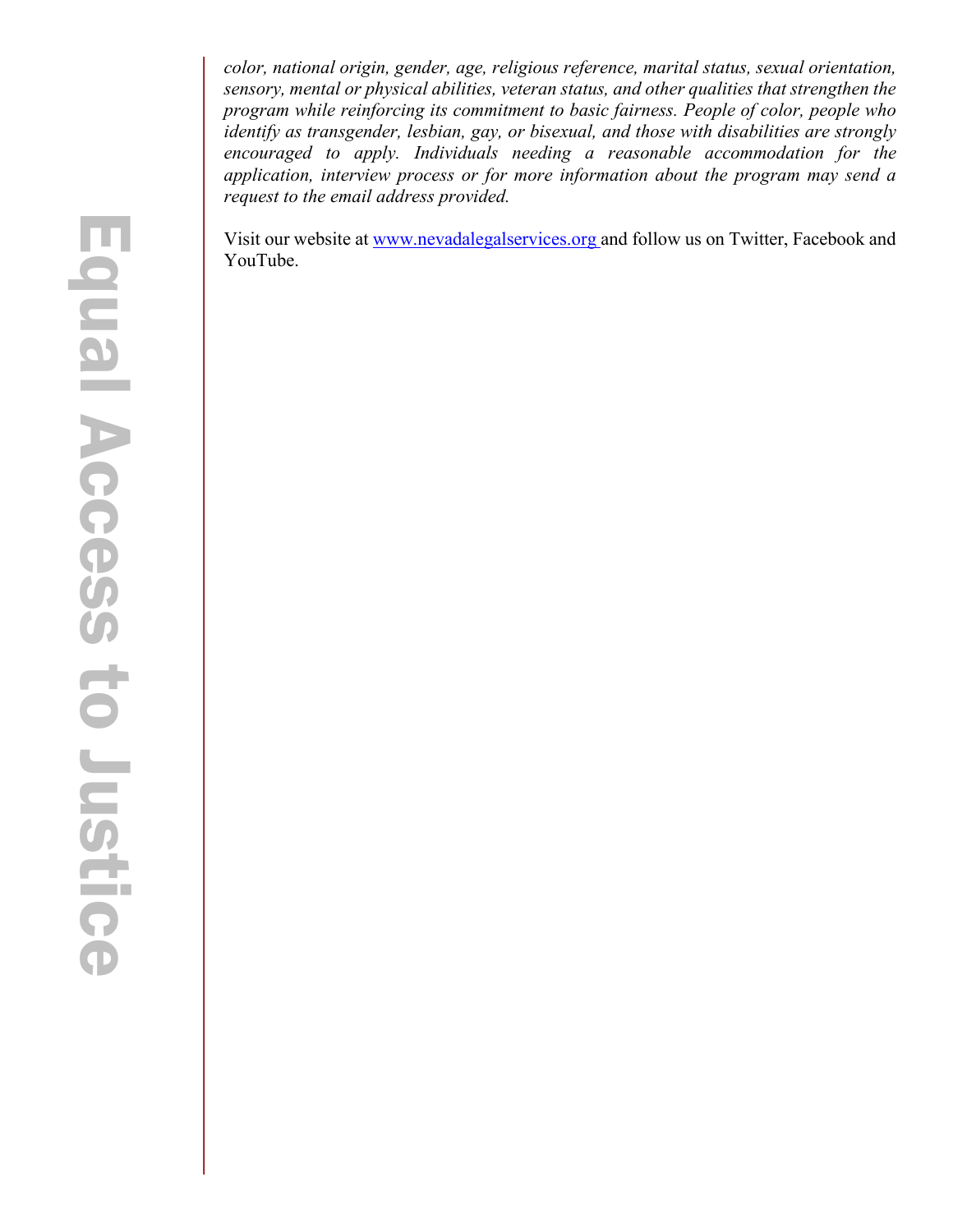*color, national origin, gender, age, religious reference, marital status, sexual orientation, sensory, mental or physical abilities, veteran status, and other qualities that strengthen the program while reinforcing its commitment to basic fairness. People of color, people who identify as transgender, lesbian, gay, or bisexual, and those with disabilities are strongly encouraged to apply. Individuals needing a reasonable accommodation for the application, interview process or for more information about the program may send a request to the email address provided.*

Visit our website at [www.nevadalegalservices.org](http://www.nevadalegalservices.org) and follow us on Twitter, Facebook and YouTube.